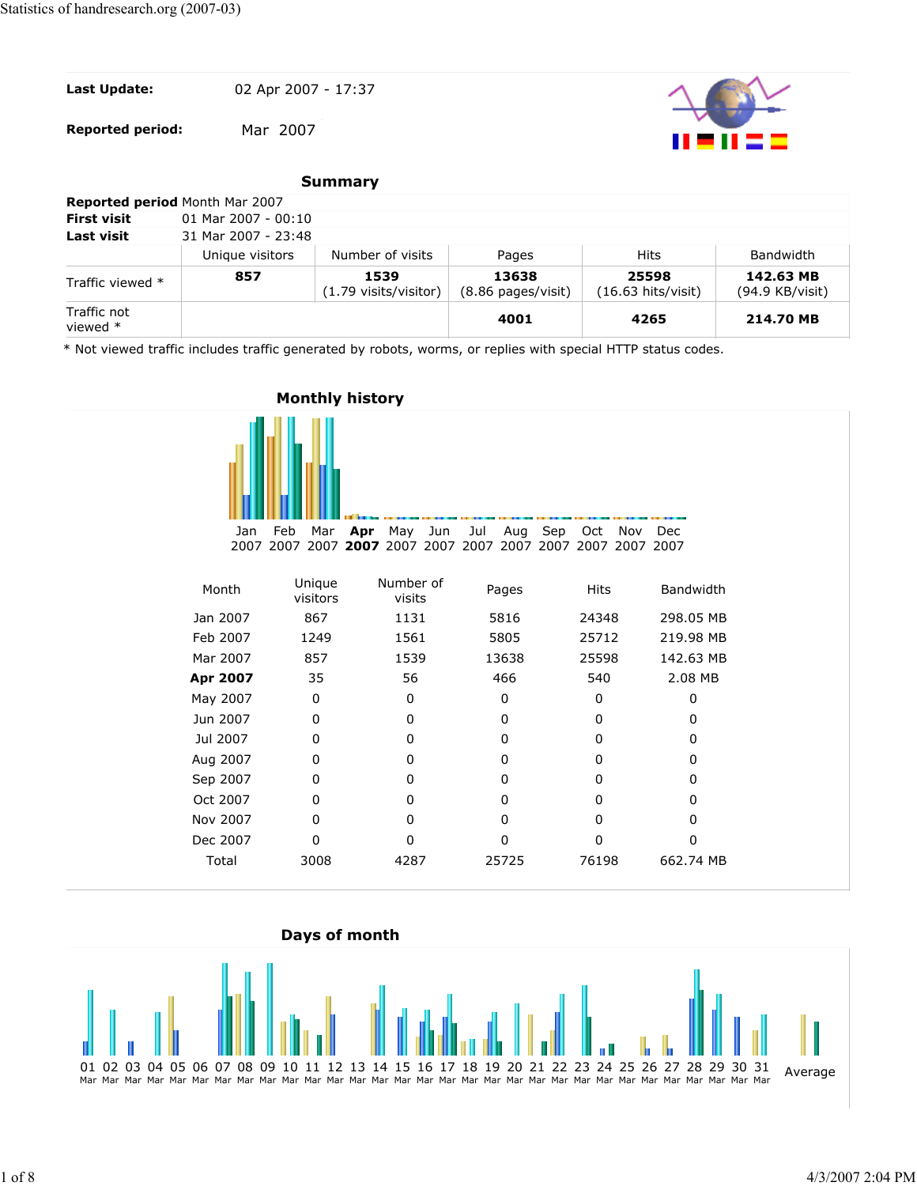Statistics of handresearch.org (2007-03)

**Last Update:** 02 Apr 2007 - 17:37

**Reported period:** Mar 2007

## Summary

| **Reported period** | Month Mar 2007 | | | | |
|---|---|---|---|---|---|
| **First visit** | 01 Mar 2007 - 00:10 | | | | |
| **Last visit** | 31 Mar 2007 - 23:48 | | | | |
| | Unique visitors | Number of visits | Pages | Hits | Bandwidth |
| Traffic viewed * | **857** | **1539** (1.79 visits/visitor) | **13638** (8.86 pages/visit) | **25598** (16.63 hits/visit) | **142.63 MB** (94.9 KB/visit) |
| Traffic not viewed * | | | **4001** | **4265** | **214.70 MB** |

* Not viewed traffic includes traffic generated by robots, worms, or replies with special HTTP status codes.

## Monthly history

| Month | Unique visitors | Number of visits | Pages | Hits | Bandwidth |
|---|---|---|---|---|---|
| Jan 2007 | 867 | 1131 | 5816 | 24348 | 298.05 MB |
| Feb 2007 | 1249 | 1561 | 5805 | 25712 | 219.98 MB |
| Mar 2007 | 857 | 1539 | 13638 | 25598 | 142.63 MB |
| **Apr 2007** | 35 | 56 | 466 | 540 | 2.08 MB |
| May 2007 | 0 | 0 | 0 | 0 | 0 |
| Jun 2007 | 0 | 0 | 0 | 0 | 0 |
| Jul 2007 | 0 | 0 | 0 | 0 | 0 |
| Aug 2007 | 0 | 0 | 0 | 0 | 0 |
| Sep 2007 | 0 | 0 | 0 | 0 | 0 |
| Oct 2007 | 0 | 0 | 0 | 0 | 0 |
| Nov 2007 | 0 | 0 | 0 | 0 | 0 |
| Dec 2007 | 0 | 0 | 0 | 0 | 0 |
| Total | 3008 | 4287 | 25725 | 76198 | 662.74 MB |

## Days of month

01 Mar 02 Mar 03 Mar 04 Mar 05 Mar 06 Mar 07 Mar 08 Mar 09 Mar 10 Mar 11 Mar 12 Mar 13 Mar 14 Mar 15 Mar 16 Mar 17 Mar 18 Mar 19 Mar 20 Mar 21 Mar 22 Mar 23 Mar 24 Mar 25 Mar 26 Mar 27 Mar 28 Mar 29 Mar 30 Mar 31 Mar Average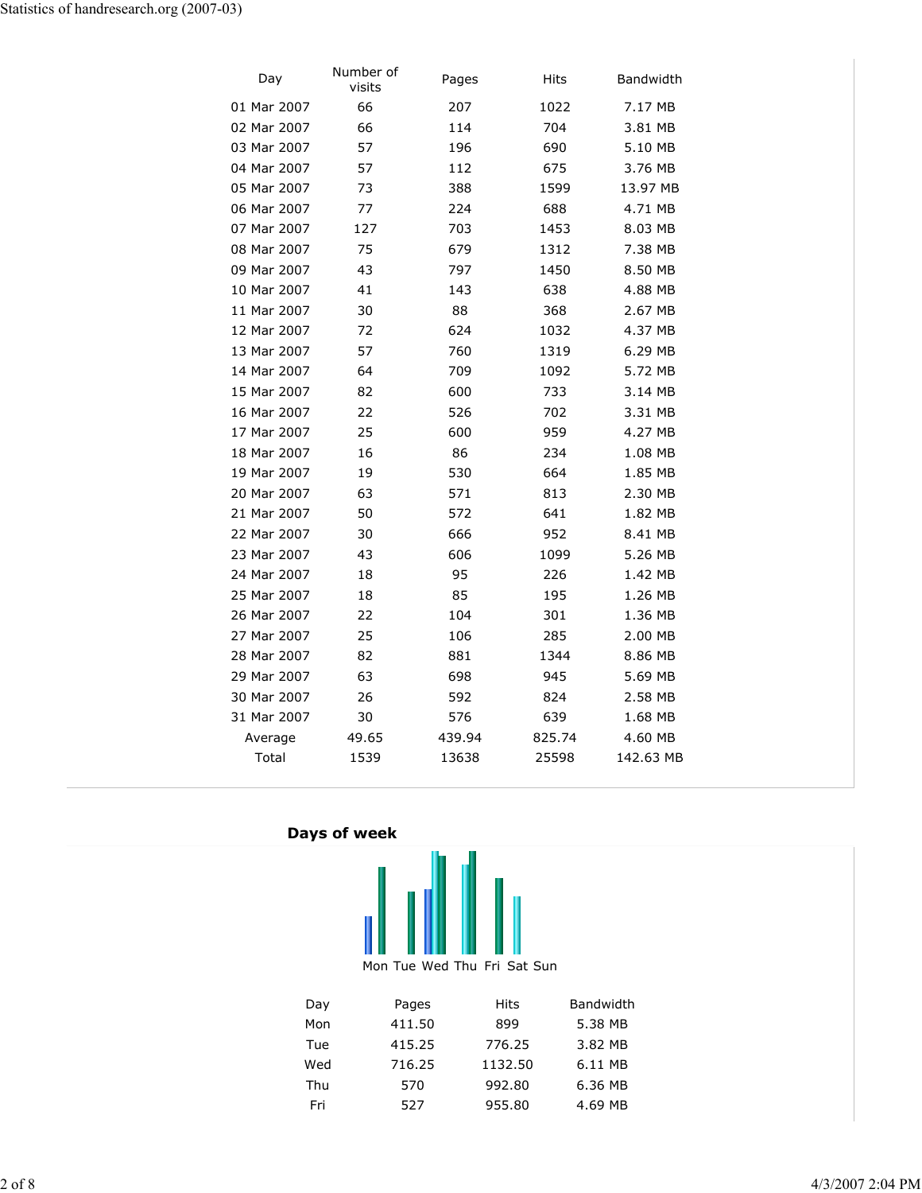| Day | Number of visits | Pages | Hits | Bandwidth |
|---|---|---|---|---|
| 01 Mar 2007 | 66 | 207 | 1022 | 7.17 MB |
| 02 Mar 2007 | 66 | 114 | 704 | 3.81 MB |
| 03 Mar 2007 | 57 | 196 | 690 | 5.10 MB |
| 04 Mar 2007 | 57 | 112 | 675 | 3.76 MB |
| 05 Mar 2007 | 73 | 388 | 1599 | 13.97 MB |
| 06 Mar 2007 | 77 | 224 | 688 | 4.71 MB |
| 07 Mar 2007 | 127 | 703 | 1453 | 8.03 MB |
| 08 Mar 2007 | 75 | 679 | 1312 | 7.38 MB |
| 09 Mar 2007 | 43 | 797 | 1450 | 8.50 MB |
| 10 Mar 2007 | 41 | 143 | 638 | 4.88 MB |
| 11 Mar 2007 | 30 | 88 | 368 | 2.67 MB |
| 12 Mar 2007 | 72 | 624 | 1032 | 4.37 MB |
| 13 Mar 2007 | 57 | 760 | 1319 | 6.29 MB |
| 14 Mar 2007 | 64 | 709 | 1092 | 5.72 MB |
| 15 Mar 2007 | 82 | 600 | 733 | 3.14 MB |
| 16 Mar 2007 | 22 | 526 | 702 | 3.31 MB |
| 17 Mar 2007 | 25 | 600 | 959 | 4.27 MB |
| 18 Mar 2007 | 16 | 86 | 234 | 1.08 MB |
| 19 Mar 2007 | 19 | 530 | 664 | 1.85 MB |
| 20 Mar 2007 | 63 | 571 | 813 | 2.30 MB |
| 21 Mar 2007 | 50 | 572 | 641 | 1.82 MB |
| 22 Mar 2007 | 30 | 666 | 952 | 8.41 MB |
| 23 Mar 2007 | 43 | 606 | 1099 | 5.26 MB |
| 24 Mar 2007 | 18 | 95 | 226 | 1.42 MB |
| 25 Mar 2007 | 18 | 85 | 195 | 1.26 MB |
| 26 Mar 2007 | 22 | 104 | 301 | 1.36 MB |
| 27 Mar 2007 | 25 | 106 | 285 | 2.00 MB |
| 28 Mar 2007 | 82 | 881 | 1344 | 8.86 MB |
| 29 Mar 2007 | 63 | 698 | 945 | 5.69 MB |
| 30 Mar 2007 | 26 | 592 | 824 | 2.58 MB |
| 31 Mar 2007 | 30 | 576 | 639 | 1.68 MB |
| Average | 49.65 | 439.94 | 825.74 | 4.60 MB |
| Total | 1539 | 13638 | 25598 | 142.63 MB |

## Days of week

Mon Tue Wed Thu Fri Sat Sun

| Day | Pages | Hits | Bandwidth |
|---|---|---|---|
| Mon | 411.50 | 899 | 5.38 MB |
| Tue | 415.25 | 776.25 | 3.82 MB |
| Wed | 716.25 | 1132.50 | 6.11 MB |
| Thu | 570 | 992.80 | 6.36 MB |
| Fri | 527 | 955.80 | 4.69 MB |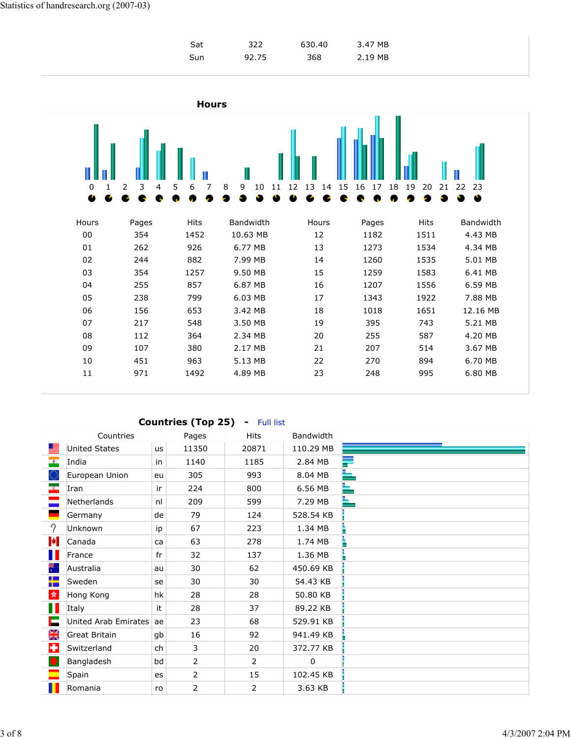Statistics of handresearch.org (2007-03)

| | | | |
|---|---|---|---|
| Sat | 322 | 630.40 | 3.47 MB |
| Sun | 92.75 | 368 | 2.19 MB |

## Hours

0 1 2 3 4 5 6 7 8 9 10 11 12 13 14 15 16 17 18 19 20 21 22 23

| Hours | Pages | Hits | Bandwidth | Hours | Pages | Hits | Bandwidth |
|---|---|---|---|---|---|---|---|
| 00 | 354 | 1452 | 10.63 MB | 12 | 1182 | 1511 | 4.43 MB |
| 01 | 262 | 926 | 6.77 MB | 13 | 1273 | 1534 | 4.34 MB |
| 02 | 244 | 882 | 7.99 MB | 14 | 1260 | 1535 | 5.01 MB |
| 03 | 354 | 1257 | 9.50 MB | 15 | 1259 | 1583 | 6.41 MB |
| 04 | 255 | 857 | 6.87 MB | 16 | 1207 | 1556 | 6.59 MB |
| 05 | 238 | 799 | 6.03 MB | 17 | 1343 | 1922 | 7.88 MB |
| 06 | 156 | 653 | 3.42 MB | 18 | 1018 | 1651 | 12.16 MB |
| 07 | 217 | 548 | 3.50 MB | 19 | 395 | 743 | 5.21 MB |
| 08 | 112 | 364 | 2.34 MB | 20 | 255 | 587 | 4.20 MB |
| 09 | 107 | 380 | 2.17 MB | 21 | 207 | 514 | 3.67 MB |
| 10 | 451 | 963 | 5.13 MB | 22 | 270 | 894 | 6.70 MB |
| 11 | 971 | 1492 | 4.89 MB | 23 | 248 | 995 | 6.80 MB |

## Countries (Top 25) - Full list

| Countries | | Pages | Hits | Bandwidth |
|---|---|---|---|---|
| United States | us | 11350 | 20871 | 110.29 MB |
| India | in | 1140 | 1185 | 2.84 MB |
| European Union | eu | 305 | 993 | 8.04 MB |
| Iran | ir | 224 | 800 | 6.56 MB |
| Netherlands | nl | 209 | 599 | 7.29 MB |
| Germany | de | 79 | 124 | 528.54 KB |
| Unknown | ip | 67 | 223 | 1.34 MB |
| Canada | ca | 63 | 278 | 1.74 MB |
| France | fr | 32 | 137 | 1.36 MB |
| Australia | au | 30 | 62 | 450.69 KB |
| Sweden | se | 30 | 30 | 54.43 KB |
| Hong Kong | hk | 28 | 28 | 50.80 KB |
| Italy | it | 28 | 37 | 89.22 KB |
| United Arab Emirates | ae | 23 | 68 | 529.91 KB |
| Great Britain | gb | 16 | 92 | 941.49 KB |
| Switzerland | ch | 3 | 20 | 372.77 KB |
| Bangladesh | bd | 2 | 2 | 0 |
| Spain | es | 2 | 15 | 102.45 KB |
| Romania | ro | 2 | 2 | 3.63 KB |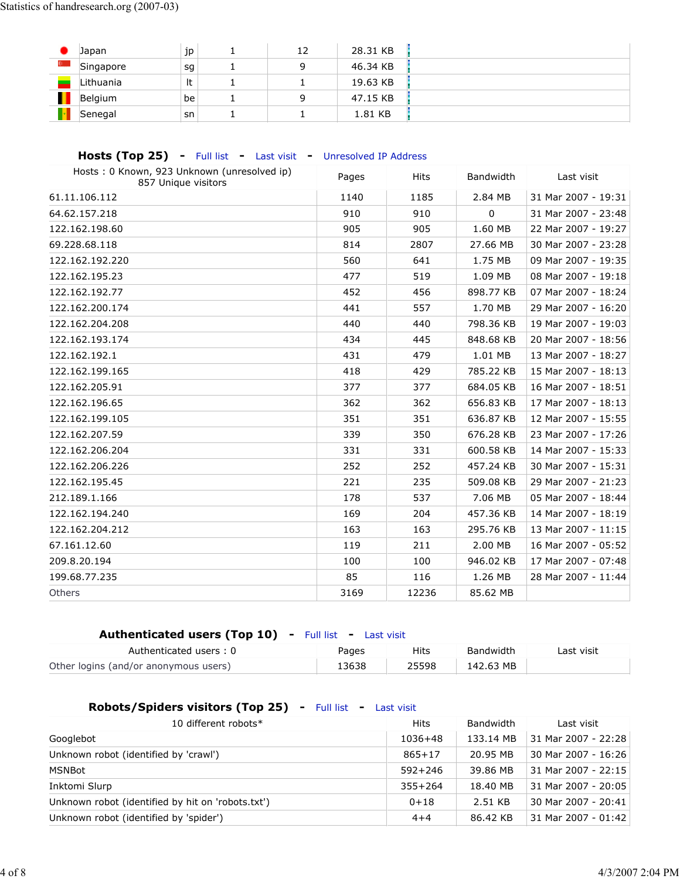Statistics of handresearch.org (2007-03)

| | | | | | |
|---|---|---|---|---|---|
| | Japan | jp | 1 | 12 | 28.31 KB |
| | Singapore | sg | 1 | 9 | 46.34 KB |
| | Lithuania | lt | 1 | 1 | 19.63 KB |
| | Belgium | be | 1 | 9 | 47.15 KB |
| | Senegal | sn | 1 | 1 | 1.81 KB |

## Hosts (Top 25) - Full list - Last visit - Unresolved IP Address

| Hosts : 0 Known, 923 Unknown (unresolved ip) 857 Unique visitors | Pages | Hits | Bandwidth | Last visit |
|---|---|---|---|---|
| 61.11.106.112 | 1140 | 1185 | 2.84 MB | 31 Mar 2007 - 19:31 |
| 64.62.157.218 | 910 | 910 | 0 | 31 Mar 2007 - 23:48 |
| 122.162.198.60 | 905 | 905 | 1.60 MB | 22 Mar 2007 - 19:27 |
| 69.228.68.118 | 814 | 2807 | 27.66 MB | 30 Mar 2007 - 23:28 |
| 122.162.192.220 | 560 | 641 | 1.75 MB | 09 Mar 2007 - 19:35 |
| 122.162.195.23 | 477 | 519 | 1.09 MB | 08 Mar 2007 - 19:18 |
| 122.162.192.77 | 452 | 456 | 898.77 KB | 07 Mar 2007 - 18:24 |
| 122.162.200.174 | 441 | 557 | 1.70 MB | 29 Mar 2007 - 16:20 |
| 122.162.204.208 | 440 | 440 | 798.36 KB | 19 Mar 2007 - 19:03 |
| 122.162.193.174 | 434 | 445 | 848.68 KB | 20 Mar 2007 - 18:56 |
| 122.162.192.1 | 431 | 479 | 1.01 MB | 13 Mar 2007 - 18:27 |
| 122.162.199.165 | 418 | 429 | 785.22 KB | 15 Mar 2007 - 18:13 |
| 122.162.205.91 | 377 | 377 | 684.05 KB | 16 Mar 2007 - 18:51 |
| 122.162.196.65 | 362 | 362 | 656.83 KB | 17 Mar 2007 - 18:13 |
| 122.162.199.105 | 351 | 351 | 636.87 KB | 12 Mar 2007 - 15:55 |
| 122.162.207.59 | 339 | 350 | 676.28 KB | 23 Mar 2007 - 17:26 |
| 122.162.206.204 | 331 | 331 | 600.58 KB | 14 Mar 2007 - 15:33 |
| 122.162.206.226 | 252 | 252 | 457.24 KB | 30 Mar 2007 - 15:31 |
| 122.162.195.45 | 221 | 235 | 509.08 KB | 29 Mar 2007 - 21:23 |
| 212.189.1.166 | 178 | 537 | 7.06 MB | 05 Mar 2007 - 18:44 |
| 122.162.194.240 | 169 | 204 | 457.36 KB | 14 Mar 2007 - 18:19 |
| 122.162.204.212 | 163 | 163 | 295.76 KB | 13 Mar 2007 - 11:15 |
| 67.161.12.60 | 119 | 211 | 2.00 MB | 16 Mar 2007 - 05:52 |
| 209.8.20.194 | 100 | 100 | 946.02 KB | 17 Mar 2007 - 07:48 |
| 199.68.77.235 | 85 | 116 | 1.26 MB | 28 Mar 2007 - 11:44 |
| Others | 3169 | 12236 | 85.62 MB | |

## Authenticated users (Top 10) - Full list - Last visit

| Authenticated users : 0 | Pages | Hits | Bandwidth | Last visit |
|---|---|---|---|---|
| Other logins (and/or anonymous users) | 13638 | 25598 | 142.63 MB | |

## Robots/Spiders visitors (Top 25) - Full list - Last visit

| 10 different robots* | Hits | Bandwidth | Last visit |
|---|---|---|---|
| Googlebot | 1036+48 | 133.14 MB | 31 Mar 2007 - 22:28 |
| Unknown robot (identified by 'crawl') | 865+17 | 20.95 MB | 30 Mar 2007 - 16:26 |
| MSNBot | 592+246 | 39.86 MB | 31 Mar 2007 - 22:15 |
| Inktomi Slurp | 355+264 | 18.40 MB | 31 Mar 2007 - 20:05 |
| Unknown robot (identified by hit on 'robots.txt') | 0+18 | 2.51 KB | 30 Mar 2007 - 20:41 |
| Unknown robot (identified by 'spider') | 4+4 | 86.42 KB | 31 Mar 2007 - 01:42 |

4/3/2007 2:04 PM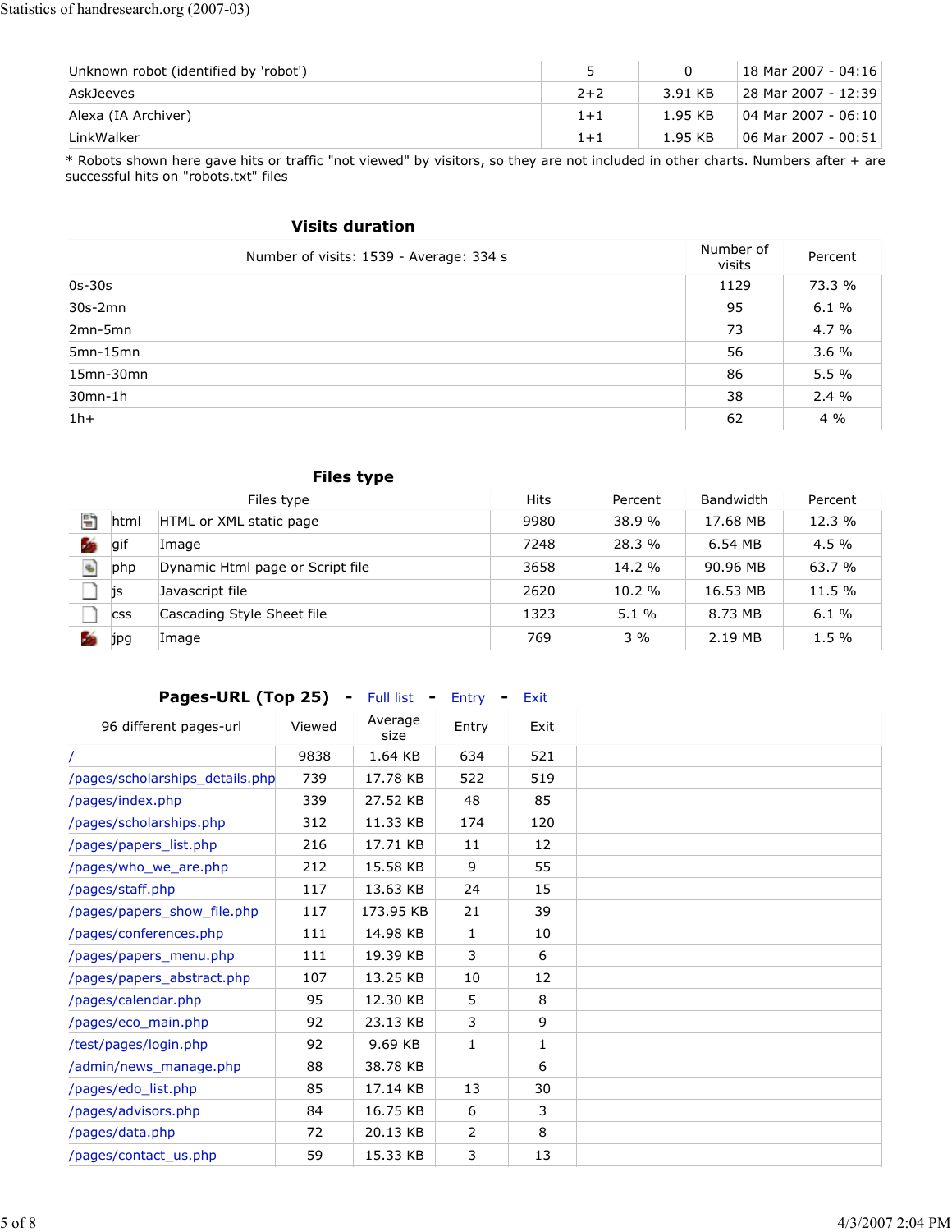| | | | |
|---|---|---|---|
| Unknown robot (identified by 'robot') | 5 | 0 | 18 Mar 2007 - 04:16 |
| AskJeeves | 2+2 | 3.91 KB | 28 Mar 2007 - 12:39 |
| Alexa (IA Archiver) | 1+1 | 1.95 KB | 04 Mar 2007 - 06:10 |
| LinkWalker | 1+1 | 1.95 KB | 06 Mar 2007 - 00:51 |

* Robots shown here gave hits or traffic "not viewed" by visitors, so they are not included in other charts. Numbers after + are successful hits on "robots.txt" files

### Visits duration

| Number of visits: 1539 - Average: 334 s | Number of visits | Percent |
|---|---|---|
| 0s-30s | 1129 | 73.3 % |
| 30s-2mn | 95 | 6.1 % |
| 2mn-5mn | 73 | 4.7 % |
| 5mn-15mn | 56 | 3.6 % |
| 15mn-30mn | 86 | 5.5 % |
| 30mn-1h | 38 | 2.4 % |
| 1h+ | 62 | 4 % |

### Files type

| Files type | | Hits | Percent | Bandwidth | Percent |
|---|---|---|---|---|---|
| html | HTML or XML static page | 9980 | 38.9 % | 17.68 MB | 12.3 % |
| gif | Image | 7248 | 28.3 % | 6.54 MB | 4.5 % |
| php | Dynamic Html page or Script file | 3658 | 14.2 % | 90.96 MB | 63.7 % |
| js | Javascript file | 2620 | 10.2 % | 16.53 MB | 11.5 % |
| css | Cascading Style Sheet file | 1323 | 5.1 % | 8.73 MB | 6.1 % |
| jpg | Image | 769 | 3 % | 2.19 MB | 1.5 % |

### Pages-URL (Top 25) - Full list - Entry - Exit

| 96 different pages-url | Viewed | Average size | Entry | Exit |
|---|---|---|---|---|
| / | 9838 | 1.64 KB | 634 | 521 |
| /pages/scholarships_details.php | 739 | 17.78 KB | 522 | 519 |
| /pages/index.php | 339 | 27.52 KB | 48 | 85 |
| /pages/scholarships.php | 312 | 11.33 KB | 174 | 120 |
| /pages/papers_list.php | 216 | 17.71 KB | 11 | 12 |
| /pages/who_we_are.php | 212 | 15.58 KB | 9 | 55 |
| /pages/staff.php | 117 | 13.63 KB | 24 | 15 |
| /pages/papers_show_file.php | 117 | 173.95 KB | 21 | 39 |
| /pages/conferences.php | 111 | 14.98 KB | 1 | 10 |
| /pages/papers_menu.php | 111 | 19.39 KB | 3 | 6 |
| /pages/papers_abstract.php | 107 | 13.25 KB | 10 | 12 |
| /pages/calendar.php | 95 | 12.30 KB | 5 | 8 |
| /pages/eco_main.php | 92 | 23.13 KB | 3 | 9 |
| /test/pages/login.php | 92 | 9.69 KB | 1 | 1 |
| /admin/news_manage.php | 88 | 38.78 KB | | 6 |
| /pages/edo_list.php | 85 | 17.14 KB | 13 | 30 |
| /pages/advisors.php | 84 | 16.75 KB | 6 | 3 |
| /pages/data.php | 72 | 20.13 KB | 2 | 8 |
| /pages/contact_us.php | 59 | 15.33 KB | 3 | 13 |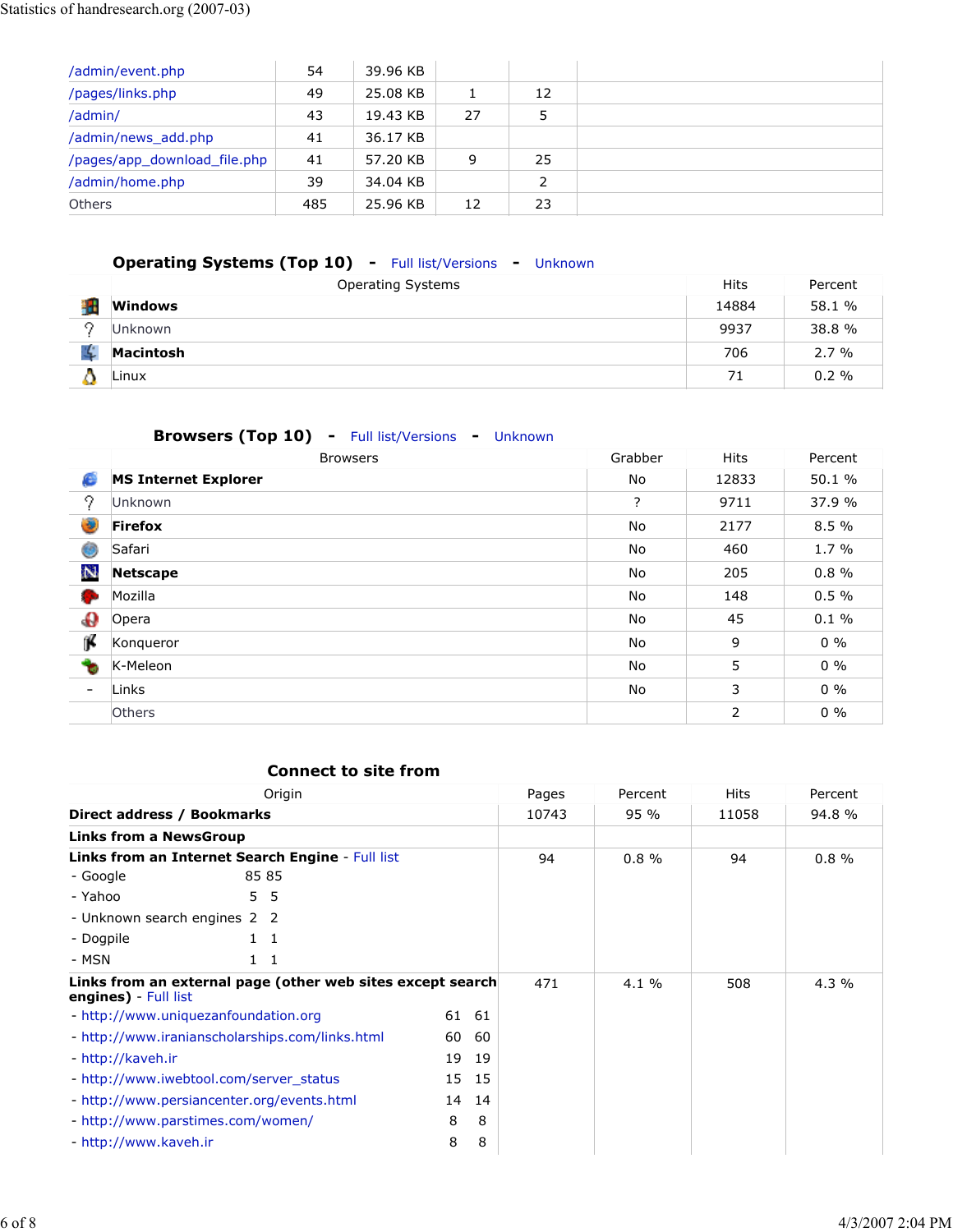| | | | | | |
|---|---|---|---|---|---|
| /admin/event.php | 54 | 39.96 KB | | | |
| /pages/links.php | 49 | 25.08 KB | 1 | 12 | |
| /admin/ | 43 | 19.43 KB | 27 | 5 | |
| /admin/news_add.php | 41 | 36.17 KB | | | |
| /pages/app_download_file.php | 41 | 57.20 KB | 9 | 25 | |
| /admin/home.php | 39 | 34.04 KB | | 2 | |
| Others | 485 | 25.96 KB | 12 | 23 | |

### Operating Systems (Top 10) - Full list/Versions - Unknown

| | Operating Systems | Hits | Percent |
|---|---|---|---|
| | **Windows** | 14884 | 58.1 % |
| ? | Unknown | 9937 | 38.8 % |
| | **Macintosh** | 706 | 2.7 % |
| | Linux | 71 | 0.2 % |

### Browsers (Top 10) - Full list/Versions - Unknown

| | Browsers | Grabber | Hits | Percent |
|---|---|---|---|---|
| | **MS Internet Explorer** | No | 12833 | 50.1 % |
| ? | Unknown | ? | 9711 | 37.9 % |
| | **Firefox** | No | 2177 | 8.5 % |
| | Safari | No | 460 | 1.7 % |
| | **Netscape** | No | 205 | 0.8 % |
| | Mozilla | No | 148 | 0.5 % |
| | Opera | No | 45 | 0.1 % |
| | Konqueror | No | 9 | 0 % |
| | K-Meleon | No | 5 | 0 % |
| - | Links | No | 3 | 0 % |
| | Others | | 2 | 0 % |

### Connect to site from

| Origin | Pages | Percent | Hits | Percent |
|---|---|---|---|---|
| **Direct address / Bookmarks** | 10743 | 95 % | 11058 | 94.8 % |
| **Links from a NewsGroup** | | | | |
| **Links from an Internet Search Engine** - Full list<br>- Google 85 85<br>- Yahoo 5 5<br>- Unknown search engines 2 2<br>- Dogpile 1 1<br>- MSN 1 1 | 94 | 0.8 % | 94 | 0.8 % |
| **Links from an external page (other web sites except search engines)** - Full list<br>- http://www.uniquezanfoundation.org 61 61<br>- http://www.iranianscholarships.com/links.html 60 60<br>- http://kaveh.ir 19 19<br>- http://www.iwebtool.com/server_status 15 15<br>- http://www.persiancenter.org/events.html 14 14<br>- http://www.parstimes.com/women/ 8 8<br>- http://www.kaveh.ir 8 8 | 471 | 4.1 % | 508 | 4.3 % |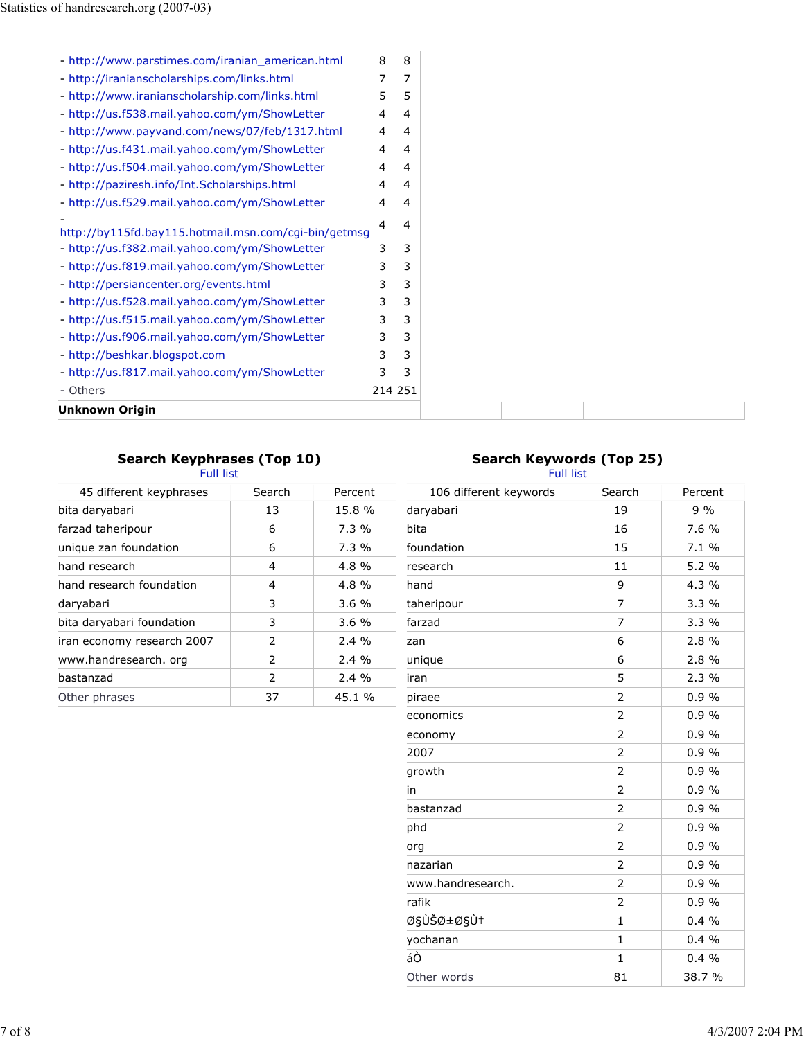| | | |
|---|---|---|
| - http://www.parstimes.com/iranian_american.html | 8 | 8 |
| - http://iranianscholarships.com/links.html | 7 | 7 |
| - http://www.iranianscholarship.com/links.html | 5 | 5 |
| - http://us.f538.mail.yahoo.com/ym/ShowLetter | 4 | 4 |
| - http://www.payvand.com/news/07/feb/1317.html | 4 | 4 |
| - http://us.f431.mail.yahoo.com/ym/ShowLetter | 4 | 4 |
| - http://us.f504.mail.yahoo.com/ym/ShowLetter | 4 | 4 |
| - http://paziresh.info/Int.Scholarships.html | 4 | 4 |
| - http://us.f529.mail.yahoo.com/ym/ShowLetter | 4 | 4 |
| - http://by115fd.bay115.hotmail.msn.com/cgi-bin/getmsg | 4 | 4 |
| - http://us.f382.mail.yahoo.com/ym/ShowLetter | 3 | 3 |
| - http://us.f819.mail.yahoo.com/ym/ShowLetter | 3 | 3 |
| - http://persiancenter.org/events.html | 3 | 3 |
| - http://us.f528.mail.yahoo.com/ym/ShowLetter | 3 | 3 |
| - http://us.f515.mail.yahoo.com/ym/ShowLetter | 3 | 3 |
| - http://us.f906.mail.yahoo.com/ym/ShowLetter | 3 | 3 |
| - http://beshkar.blogspot.com | 3 | 3 |
| - http://us.f817.mail.yahoo.com/ym/ShowLetter | 3 | 3 |
| - Others | 214 | 251 |
| **Unknown Origin** | | |

## Search Keyphrases (Top 10)

Full list

| 45 different keyphrases | Search | Percent |
|---|---|---|
| bita daryabari | 13 | 15.8 % |
| farzad taheripour | 6 | 7.3 % |
| unique zan foundation | 6 | 7.3 % |
| hand research | 4 | 4.8 % |
| hand research foundation | 4 | 4.8 % |
| daryabari | 3 | 3.6 % |
| bita daryabari foundation | 3 | 3.6 % |
| iran economy research 2007 | 2 | 2.4 % |
| www.handresearch. org | 2 | 2.4 % |
| bastanzad | 2 | 2.4 % |
| Other phrases | 37 | 45.1 % |

## Search Keywords (Top 25)

Full list

| 106 different keywords | Search | Percent |
|---|---|---|
| daryabari | 19 | 9 % |
| bita | 16 | 7.6 % |
| foundation | 15 | 7.1 % |
| research | 11 | 5.2 % |
| hand | 9 | 4.3 % |
| taheripour | 7 | 3.3 % |
| farzad | 7 | 3.3 % |
| zan | 6 | 2.8 % |
| unique | 6 | 2.8 % |
| iran | 5 | 2.3 % |
| piraee | 2 | 0.9 % |
| economics | 2 | 0.9 % |
| economy | 2 | 0.9 % |
| 2007 | 2 | 0.9 % |
| growth | 2 | 0.9 % |
| in | 2 | 0.9 % |
| bastanzad | 2 | 0.9 % |
| phd | 2 | 0.9 % |
| org | 2 | 0.9 % |
| nazarian | 2 | 0.9 % |
| www.handresearch. | 2 | 0.9 % |
| rafik | 2 | 0.9 % |
| Ø§ÙŠØ±Ø§Ù† | 1 | 0.4 % |
| yochanan | 1 | 0.4 % |
| áÒ | 1 | 0.4 % |
| Other words | 81 | 38.7 % |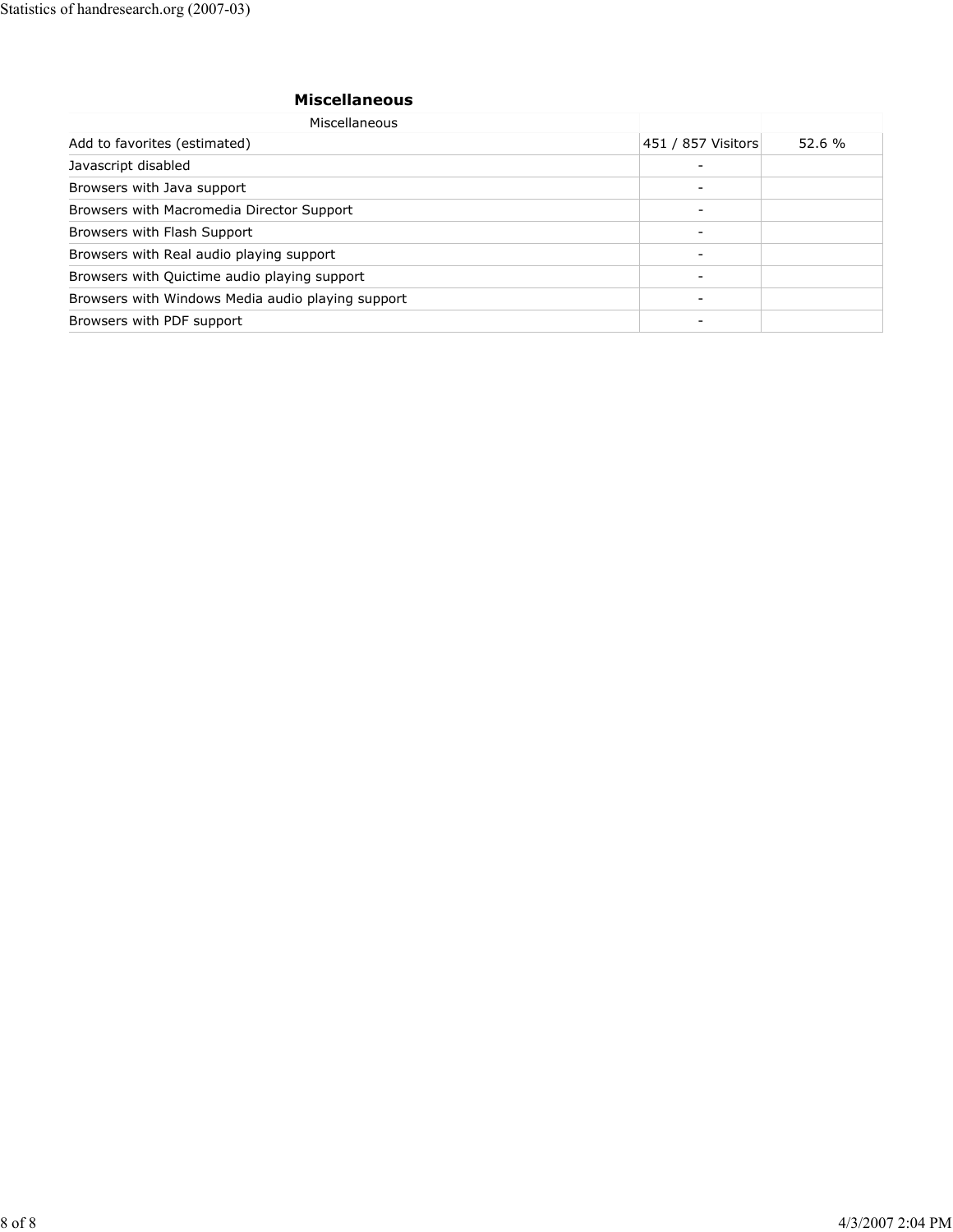### Miscellaneous

| Miscellaneous | | |
|---|---|---|
| Add to favorites (estimated) | 451 / 857 Visitors | 52.6 % |
| Javascript disabled | - | |
| Browsers with Java support | - | |
| Browsers with Macromedia Director Support | - | |
| Browsers with Flash Support | - | |
| Browsers with Real audio playing support | - | |
| Browsers with Quictime audio playing support | - | |
| Browsers with Windows Media audio playing support | - | |
| Browsers with PDF support | - | |